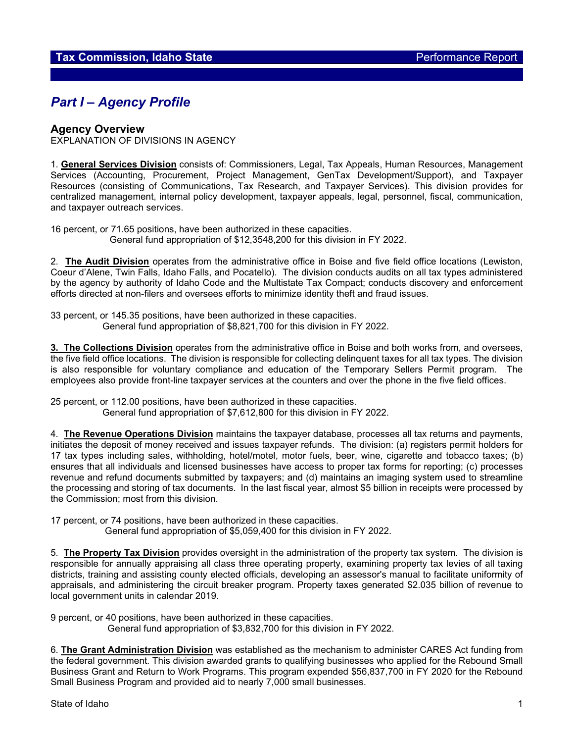## Part I – Agency Profile

### Agency Overview

EXPLANATION OF DIVISIONS IN AGENCY

1. **General Services Division** consists of: Commissioners, Legal, Tax Appeals, Human Resources, Management Services (Accounting, Procurement, Project Management, GenTax Development/Support), and Taxpayer Resources (consisting of Communications, Tax Research, and Taxpayer Services). This division provides for centralized management, internal policy development, taxpayer appeals, legal, personnel, fiscal, communication, and taxpayer outreach services.

16 percent, or 71.65 positions, have been authorized in these capacities.
General fund appropriation of $12,3548,200 for this division in FY 2022.

2. **The Audit Division** operates from the administrative office in Boise and five field office locations (Lewiston, Coeur d'Alene, Twin Falls, Idaho Falls, and Pocatello). The division conducts audits on all tax types administered by the agency by authority of Idaho Code and the Multistate Tax Compact; conducts discovery and enforcement efforts directed at non-filers and oversees efforts to minimize identity theft and fraud issues.

33 percent, or 145.35 positions, have been authorized in these capacities.
General fund appropriation of $8,821,700 for this division in FY 2022.

3. **The Collections Division** operates from the administrative office in Boise and both works from, and oversees, the five field office locations. The division is responsible for collecting delinquent taxes for all tax types. The division is also responsible for voluntary compliance and education of the Temporary Sellers Permit program. The employees also provide front-line taxpayer services at the counters and over the phone in the five field offices.

25 percent, or 112.00 positions, have been authorized in these capacities.
General fund appropriation of $7,612,800 for this division in FY 2022.

4. **The Revenue Operations Division** maintains the taxpayer database, processes all tax returns and payments, initiates the deposit of money received and issues taxpayer refunds. The division: (a) registers permit holders for 17 tax types including sales, withholding, hotel/motel, motor fuels, beer, wine, cigarette and tobacco taxes; (b) ensures that all individuals and licensed businesses have access to proper tax forms for reporting; (c) processes revenue and refund documents submitted by taxpayers; and (d) maintains an imaging system used to streamline the processing and storing of tax documents. In the last fiscal year, almost $5 billion in receipts were processed by the Commission; most from this division.

17 percent, or 74 positions, have been authorized in these capacities.
General fund appropriation of $5,059,400 for this division in FY 2022.

5. **The Property Tax Division** provides oversight in the administration of the property tax system. The division is responsible for annually appraising all class three operating property, examining property tax levies of all taxing districts, training and assisting county elected officials, developing an assessor's manual to facilitate uniformity of appraisals, and administering the circuit breaker program. Property taxes generated $2.035 billion of revenue to local government units in calendar 2019.

9 percent, or 40 positions, have been authorized in these capacities.
General fund appropriation of $3,832,700 for this division in FY 2022.

6. **The Grant Administration Division** was established as the mechanism to administer CARES Act funding from the federal government. This division awarded grants to qualifying businesses who applied for the Rebound Small Business Grant and Return to Work Programs. This program expended $56,837,700 in FY 2020 for the Rebound Small Business Program and provided aid to nearly 7,000 small businesses.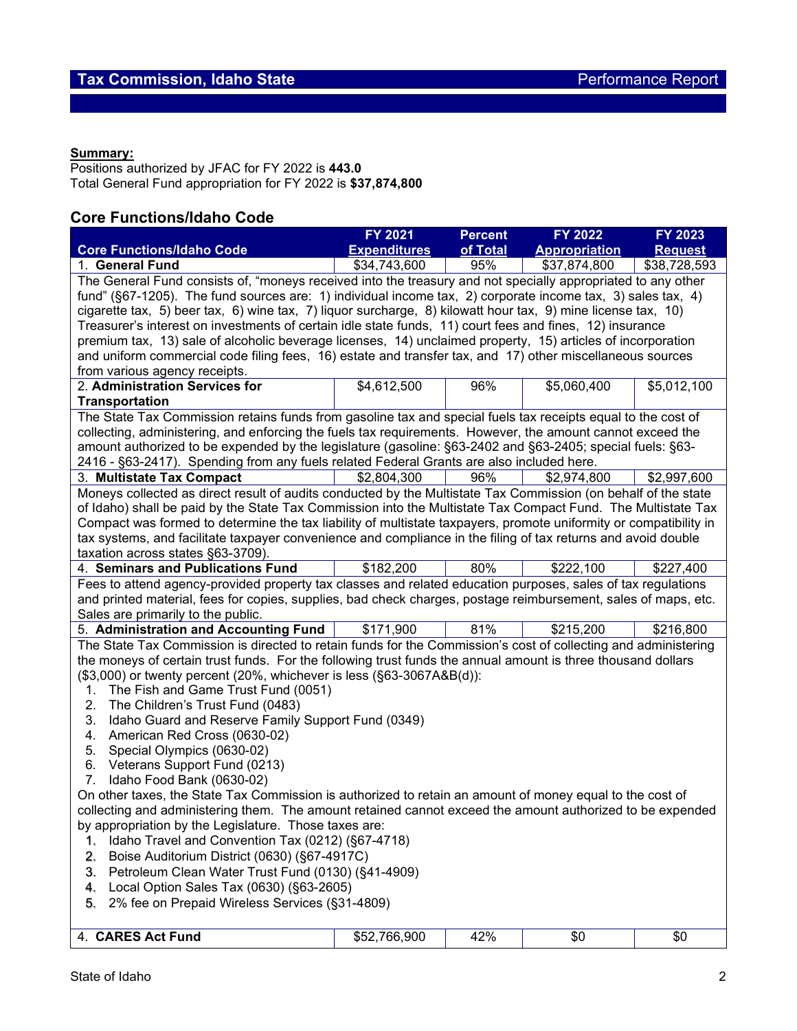## Tax Commission, Idaho State

Performance Report

**Summary:**
Positions authorized by JFAC for FY 2022 is **443.0**
Total General Fund appropriation for FY 2022 is **$37,874,800**

## Core Functions/Idaho Code

| Core Functions/Idaho Code | FY 2021 Expenditures | Percent of Total | FY 2022 Appropriation | FY 2023 Request |
|---|---|---|---|---|
| 1. **General Fund** | $34,743,600 | 95% | $37,874,800 | $38,728,593 |
| The General Fund consists of, "moneys received into the treasury and not specially appropriated to any other fund" (§67-1205). The fund sources are: 1) individual income tax, 2) corporate income tax, 3) sales tax, 4) cigarette tax, 5) beer tax, 6) wine tax, 7) liquor surcharge, 8) kilowatt hour tax, 9) mine license tax, 10) Treasurer's interest on investments of certain idle state funds, 11) court fees and fines, 12) insurance premium tax, 13) sale of alcoholic beverage licenses, 14) unclaimed property, 15) articles of incorporation and uniform commercial code filing fees, 16) estate and transfer tax, and 17) other miscellaneous sources from various agency receipts. | | | | |
| 2. **Administration Services for Transportation** | $4,612,500 | 96% | $5,060,400 | $5,012,100 |
| The State Tax Commission retains funds from gasoline tax and special fuels tax receipts equal to the cost of collecting, administering, and enforcing the fuels tax requirements. However, the amount cannot exceed the amount authorized to be expended by the legislature (gasoline: §63-2402 and §63-2405; special fuels: §63-2416 - §63-2417). Spending from any fuels related Federal Grants are also included here. | | | | |
| 3. **Multistate Tax Compact** | $2,804,300 | 96% | $2,974,800 | $2,997,600 |
| Moneys collected as direct result of audits conducted by the Multistate Tax Commission (on behalf of the state of Idaho) shall be paid by the State Tax Commission into the Multistate Tax Compact Fund. The Multistate Tax Compact was formed to determine the tax liability of multistate taxpayers, promote uniformity or compatibility in tax systems, and facilitate taxpayer convenience and compliance in the filing of tax returns and avoid double taxation across states §63-3709). | | | | |
| 4. **Seminars and Publications Fund** | $182,200 | 80% | $222,100 | $227,400 |
| Fees to attend agency-provided property tax classes and related education purposes, sales of tax regulations and printed material, fees for copies, supplies, bad check charges, postage reimbursement, sales of maps, etc. Sales are primarily to the public. | | | | |
| 5. **Administration and Accounting Fund** | $171,900 | 81% | $215,200 | $216,800 |
| The State Tax Commission is directed to retain funds for the Commission's cost of collecting and administering the moneys of certain trust funds. For the following trust funds the annual amount is three thousand dollars ($3,000) or twenty percent (20%, whichever is less (§63-3067A&B(d)): 1. The Fish and Game Trust Fund (0051) 2. The Children's Trust Fund (0483) 3. Idaho Guard and Reserve Family Support Fund (0349) 4. American Red Cross (0630-02) 5. Special Olympics (0630-02) 6. Veterans Support Fund (0213) 7. Idaho Food Bank (0630-02) On other taxes, the State Tax Commission is authorized to retain an amount of money equal to the cost of collecting and administering them. The amount retained cannot exceed the amount authorized to be expended by appropriation by the Legislature. Those taxes are: 1. Idaho Travel and Convention Tax (0212) (§67-4718) 2. Boise Auditorium District (0630) (§67-4917C) 3. Petroleum Clean Water Trust Fund (0130) (§41-4909) 4. Local Option Sales Tax (0630) (§63-2605) 5. 2% fee on Prepaid Wireless Services (§31-4809) | | | | |
| 4. **CARES Act Fund** | $52,766,900 | 42% | $0 | $0 |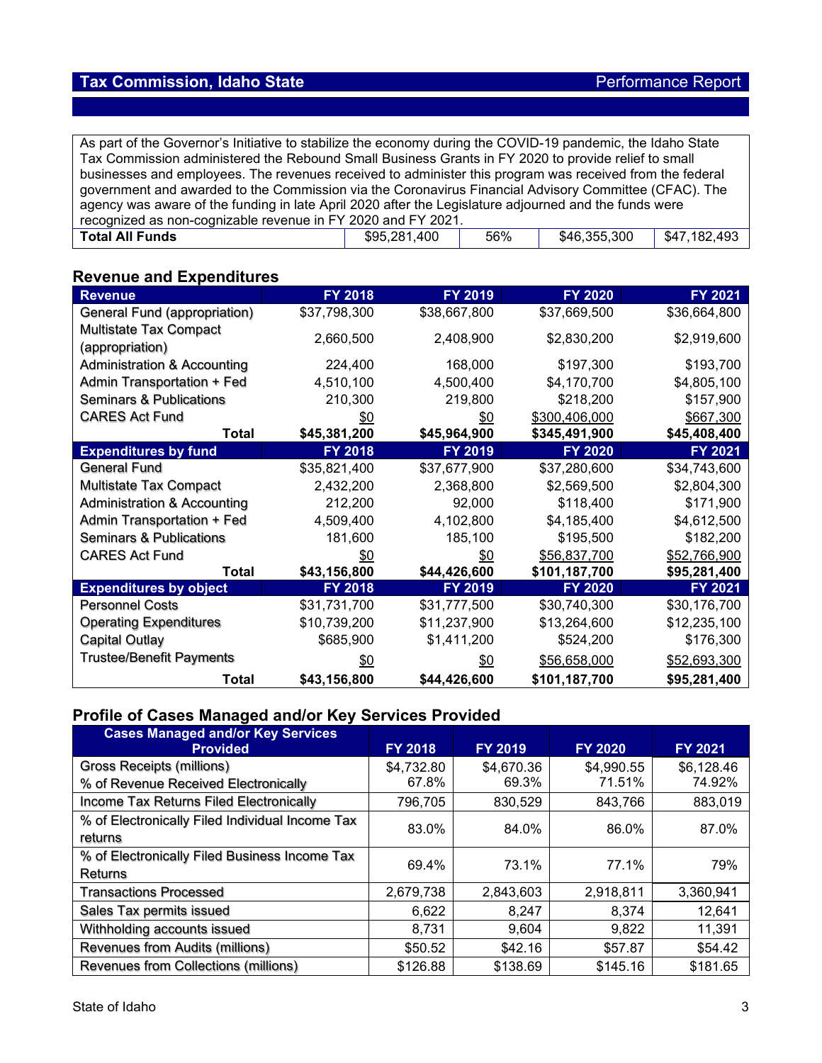## Tax Commission, Idaho State — Performance Report

| As part of the Governor's Initiative to stabilize the economy during the COVID-19 pandemic, the Idaho State Tax Commission administered the Rebound Small Business Grants in FY 2020 to provide relief to small businesses and employees. The revenues received to administer this program was received from the federal government and awarded to the Commission via the Coronavirus Financial Advisory Committee (CFAC). The agency was aware of the funding in late April 2020 after the Legislature adjourned and the funds were recognized as non-cognizable revenue in FY 2020 and FY 2021. | | | | |
|---|---|---|---|---|
| **Total All Funds** | $95,281,400 | 56% | $46,355,300 | $47,182,493 |

### Revenue and Expenditures

| Revenue | FY 2018 | FY 2019 | FY 2020 | FY 2021 |
|---|---|---|---|---|
| General Fund (appropriation) | $37,798,300 | $38,667,800 | $37,669,500 | $36,664,800 |
| Multistate Tax Compact (appropriation) | 2,660,500 | 2,408,900 | $2,830,200 | $2,919,600 |
| Administration & Accounting | 224,400 | 168,000 | $197,300 | $193,700 |
| Admin Transportation + Fed | 4,510,100 | 4,500,400 | $4,170,700 | $4,805,100 |
| Seminars & Publications | 210,300 | 219,800 | $218,200 | $157,900 |
| CARES Act Fund | $0 | $0 | $300,406,000 | $667,300 |
| **Total** | **$45,381,200** | **$45,964,900** | **$345,491,900** | **$45,408,400** |
| **Expenditures by fund** | **FY 2018** | **FY 2019** | **FY 2020** | **FY 2021** |
| General Fund | $35,821,400 | $37,677,900 | $37,280,600 | $34,743,600 |
| Multistate Tax Compact | 2,432,200 | 2,368,800 | $2,569,500 | $2,804,300 |
| Administration & Accounting | 212,200 | 92,000 | $118,400 | $171,900 |
| Admin Transportation + Fed | 4,509,400 | 4,102,800 | $4,185,400 | $4,612,500 |
| Seminars & Publications | 181,600 | 185,100 | $195,500 | $182,200 |
| CARES Act Fund | $0 | $0 | $56,837,700 | $52,766,900 |
| **Total** | **$43,156,800** | **$44,426,600** | **$101,187,700** | **$95,281,400** |
| **Expenditures by object** | **FY 2018** | **FY 2019** | **FY 2020** | **FY 2021** |
| Personnel Costs | $31,731,700 | $31,777,500 | $30,740,300 | $30,176,700 |
| Operating Expenditures | $10,739,200 | $11,237,900 | $13,264,600 | $12,235,100 |
| Capital Outlay | $685,900 | $1,411,200 | $524,200 | $176,300 |
| Trustee/Benefit Payments | $0 | $0 | $56,658,000 | $52,693,300 |
| **Total** | **$43,156,800** | **$44,426,600** | **$101,187,700** | **$95,281,400** |

### Profile of Cases Managed and/or Key Services Provided

| Cases Managed and/or Key Services Provided | FY 2018 | FY 2019 | FY 2020 | FY 2021 |
|---|---|---|---|---|
| Gross Receipts (millions)<br>% of Revenue Received Electronically | $4,732.80<br>67.8% | $4,670.36<br>69.3% | $4,990.55<br>71.51% | $6,128.46<br>74.92% |
| Income Tax Returns Filed Electronically | 796,705 | 830,529 | 843,766 | 883,019 |
| % of Electronically Filed Individual Income Tax returns | 83.0% | 84.0% | 86.0% | 87.0% |
| % of Electronically Filed Business Income Tax Returns | 69.4% | 73.1% | 77.1% | 79% |
| Transactions Processed | 2,679,738 | 2,843,603 | 2,918,811 | 3,360,941 |
| Sales Tax permits issued | 6,622 | 8,247 | 8,374 | 12,641 |
| Withholding accounts issued | 8,731 | 9,604 | 9,822 | 11,391 |
| Revenues from Audits (millions) | $50.52 | $42.16 | $57.87 | $54.42 |
| Revenues from Collections (millions) | $126.88 | $138.69 | $145.16 | $181.65 |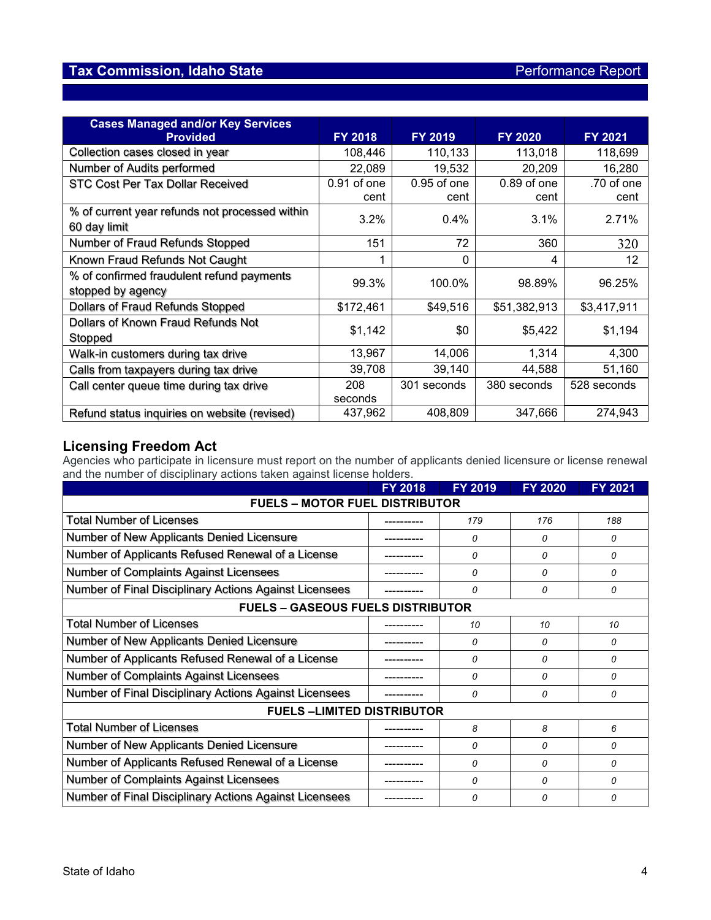## Tax Commission, Idaho State — Performance Report

| Cases Managed and/or Key Services Provided | FY 2018 | FY 2019 | FY 2020 | FY 2021 |
|---|---|---|---|---|
| Collection cases closed in year | 108,446 | 110,133 | 113,018 | 118,699 |
| Number of Audits performed | 22,089 | 19,532 | 20,209 | 16,280 |
| STC Cost Per Tax Dollar Received | 0.91 of one cent | 0.95 of one cent | 0.89 of one cent | .70 of one cent |
| % of current year refunds not processed within 60 day limit | 3.2% | 0.4% | 3.1% | 2.71% |
| Number of Fraud Refunds Stopped | 151 | 72 | 360 | 320 |
| Known Fraud Refunds Not Caught | 1 | 0 | 4 | 12 |
| % of confirmed fraudulent refund payments stopped by agency | 99.3% | 100.0% | 98.89% | 96.25% |
| Dollars of Fraud Refunds Stopped | $172,461 | $49,516 | $51,382,913 | $3,417,911 |
| Dollars of Known Fraud Refunds Not Stopped | $1,142 | $0 | $5,422 | $1,194 |
| Walk-in customers during tax drive | 13,967 | 14,006 | 1,314 | 4,300 |
| Calls from taxpayers during tax drive | 39,708 | 39,140 | 44,588 | 51,160 |
| Call center queue time during tax drive | 208 seconds | 301 seconds | 380 seconds | 528 seconds |
| Refund status inquiries on website (revised) | 437,962 | 408,809 | 347,666 | 274,943 |

## Licensing Freedom Act

Agencies who participate in licensure must report on the number of applicants denied licensure or license renewal and the number of disciplinary actions taken against license holders.

| | FY 2018 | FY 2019 | FY 2020 | FY 2021 |
|---|---|---|---|---|
| **FUELS – MOTOR FUEL DISTRIBUTOR** | | | | |
| Total Number of Licenses | ---------- | 179 | 176 | 188 |
| Number of New Applicants Denied Licensure | ---------- | 0 | 0 | 0 |
| Number of Applicants Refused Renewal of a License | ---------- | 0 | 0 | 0 |
| Number of Complaints Against Licensees | ---------- | 0 | 0 | 0 |
| Number of Final Disciplinary Actions Against Licensees | ---------- | 0 | 0 | 0 |
| **FUELS – GASEOUS FUELS DISTRIBUTOR** | | | | |
| Total Number of Licenses | ---------- | 10 | 10 | 10 |
| Number of New Applicants Denied Licensure | ---------- | 0 | 0 | 0 |
| Number of Applicants Refused Renewal of a License | ---------- | 0 | 0 | 0 |
| Number of Complaints Against Licensees | ---------- | 0 | 0 | 0 |
| Number of Final Disciplinary Actions Against Licensees | ---------- | 0 | 0 | 0 |
| **FUELS –LIMITED DISTRIBUTOR** | | | | |
| Total Number of Licenses | ---------- | 8 | 8 | 6 |
| Number of New Applicants Denied Licensure | ---------- | 0 | 0 | 0 |
| Number of Applicants Refused Renewal of a License | ---------- | 0 | 0 | 0 |
| Number of Complaints Against Licensees | ---------- | 0 | 0 | 0 |
| Number of Final Disciplinary Actions Against Licensees | ---------- | 0 | 0 | 0 |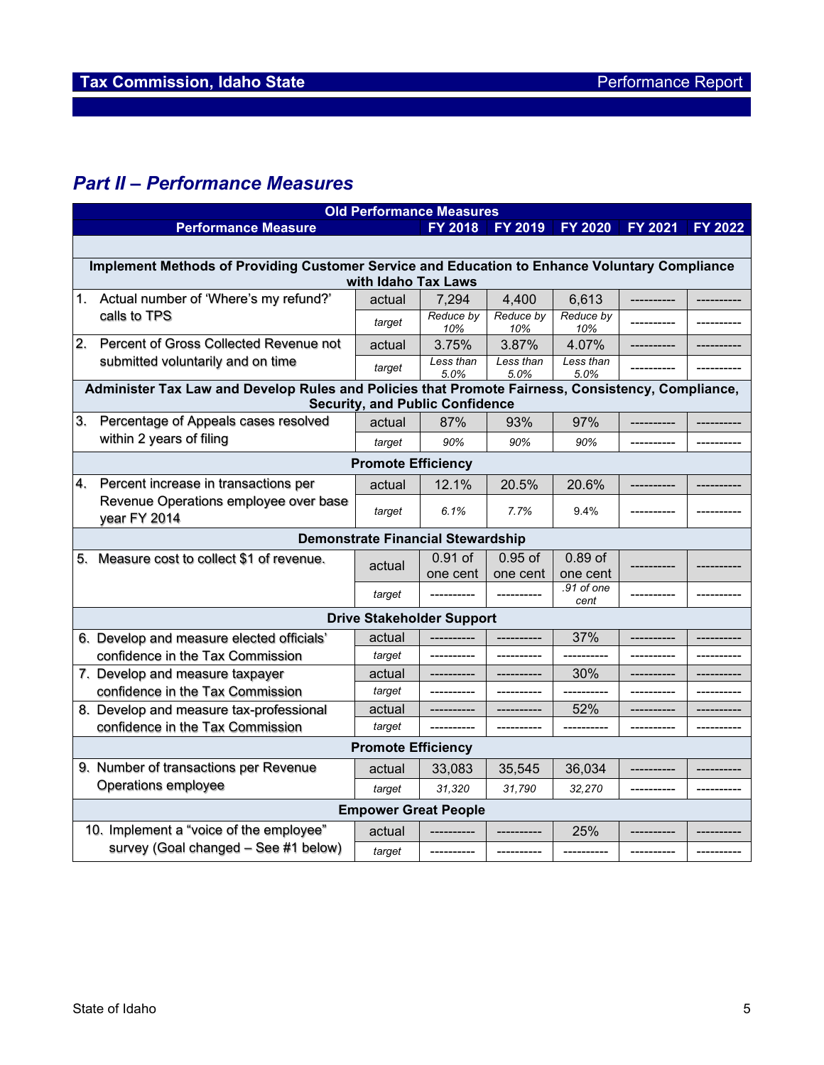## Part II – Performance Measures

| Old Performance Measures | | | | | | |
|---|---|---|---|---|---|---|
| **Performance Measure** | | **FY 2018** | **FY 2019** | **FY 2020** | **FY 2021** | **FY 2022** |
| **Implement Methods of Providing Customer Service and Education to Enhance Voluntary Compliance with Idaho Tax Laws** | | | | | | |
| 1. Actual number of 'Where's my refund?' calls to TPS | actual | 7,294 | 4,400 | 6,613 | ---------- | ---------- |
| | *target* | *Reduce by 10%* | *Reduce by 10%* | *Reduce by 10%* | ---------- | ---------- |
| 2. Percent of Gross Collected Revenue not submitted voluntarily and on time | actual | 3.75% | 3.87% | 4.07% | ---------- | ---------- |
| | *target* | *Less than 5.0%* | *Less than 5.0%* | *Less than 5.0%* | ---------- | ---------- |
| **Administer Tax Law and Develop Rules and Policies that Promote Fairness, Consistency, Compliance, Security, and Public Confidence** | | | | | | |
| 3. Percentage of Appeals cases resolved within 2 years of filing | actual | 87% | 93% | 97% | ---------- | ---------- |
| | *target* | *90%* | *90%* | *90%* | ---------- | ---------- |
| **Promote Efficiency** | | | | | | |
| 4. Percent increase in transactions per Revenue Operations employee over base year FY 2014 | actual | 12.1% | 20.5% | 20.6% | ---------- | ---------- |
| | *target* | *6.1%* | *7.7%* | *9.4%* | ---------- | ---------- |
| **Demonstrate Financial Stewardship** | | | | | | |
| 5. Measure cost to collect $1 of revenue. | actual | 0.91 of one cent | 0.95 of one cent | 0.89 of one cent | ---------- | ---------- |
| | *target* | ---------- | ---------- | *.91 of one cent* | ---------- | ---------- |
| **Drive Stakeholder Support** | | | | | | |
| 6. Develop and measure elected officials' confidence in the Tax Commission | actual | ---------- | ---------- | 37% | ---------- | ---------- |
| | *target* | ---------- | ---------- | ---------- | ---------- | ---------- |
| 7. Develop and measure taxpayer confidence in the Tax Commission | actual | ---------- | ---------- | 30% | ---------- | ---------- |
| | *target* | ---------- | ---------- | ---------- | ---------- | ---------- |
| 8. Develop and measure tax-professional confidence in the Tax Commission | actual | ---------- | ---------- | 52% | ---------- | ---------- |
| | *target* | ---------- | ---------- | ---------- | ---------- | ---------- |
| **Promote Efficiency** | | | | | | |
| 9. Number of transactions per Revenue Operations employee | actual | 33,083 | 35,545 | 36,034 | ---------- | ---------- |
| | *target* | *31,320* | *31,790* | *32,270* | ---------- | ---------- |
| **Empower Great People** | | | | | | |
| 10. Implement a "voice of the employee" survey (Goal changed – See #1 below) | actual | ---------- | ---------- | 25% | ---------- | ---------- |
| | *target* | ---------- | ---------- | ---------- | ---------- | ---------- |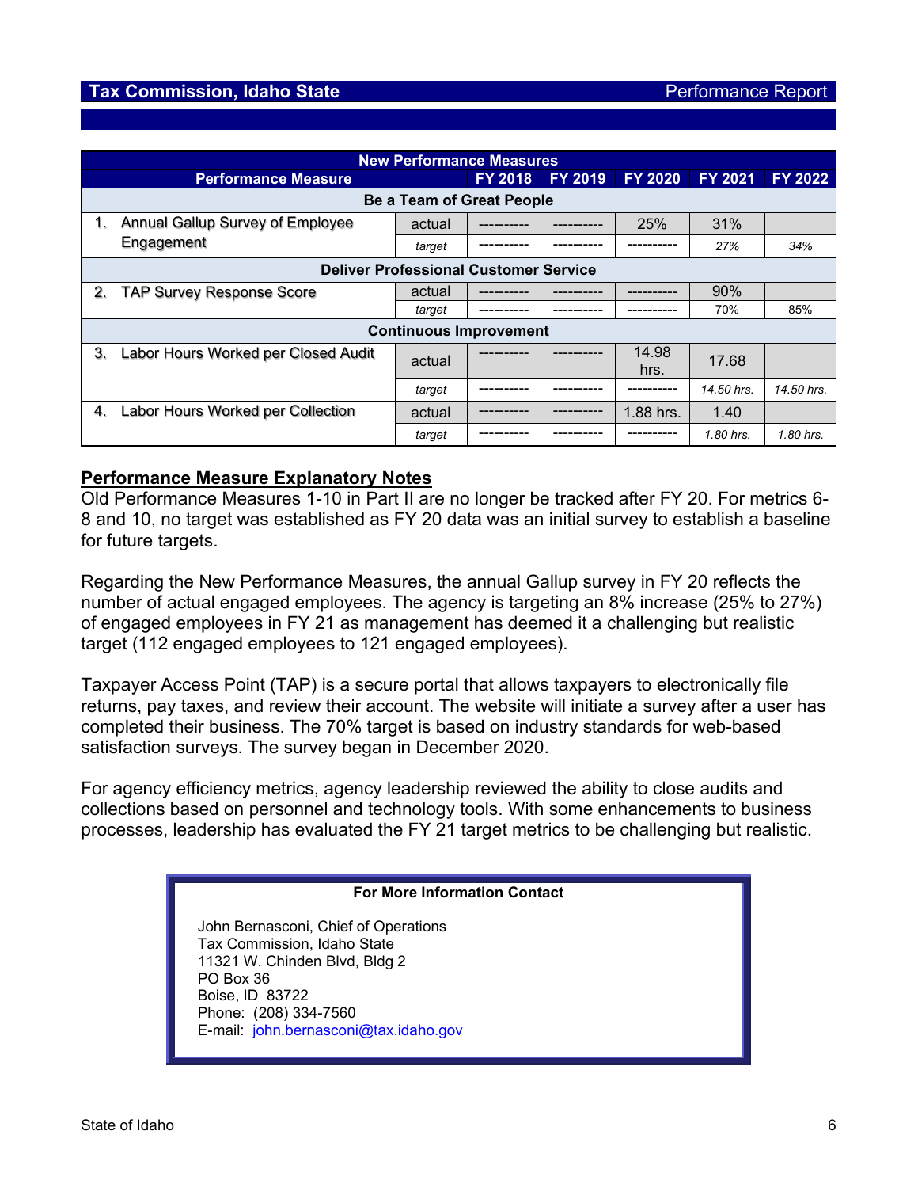| New Performance Measures | | | | | | |
|---|---|---|---|---|---|---|
| **Performance Measure** | | **FY 2018** | **FY 2019** | **FY 2020** | **FY 2021** | **FY 2022** |
| **Be a Team of Great People** | | | | | | |
| 1. Annual Gallup Survey of Employee Engagement | actual | ---------- | ---------- | 25% | 31% | |
| | *target* | ---------- | ---------- | ---------- | *27%* | *34%* |
| **Deliver Professional Customer Service** | | | | | | |
| 2. TAP Survey Response Score | actual | ---------- | ---------- | ---------- | 90% | |
| | *target* | ---------- | ---------- | ---------- | 70% | 85% |
| **Continuous Improvement** | | | | | | |
| 3. Labor Hours Worked per Closed Audit | actual | ---------- | ---------- | 14.98 hrs. | 17.68 | |
| | *target* | ---------- | ---------- | ---------- | *14.50 hrs.* | *14.50 hrs.* |
| 4. Labor Hours Worked per Collection | actual | ---------- | ---------- | 1.88 hrs. | 1.40 | |
| | *target* | ---------- | ---------- | ---------- | *1.80 hrs.* | *1.80 hrs.* |

## Performance Measure Explanatory Notes

Old Performance Measures 1-10 in Part II are no longer be tracked after FY 20. For metrics 6-8 and 10, no target was established as FY 20 data was an initial survey to establish a baseline for future targets.

Regarding the New Performance Measures, the annual Gallup survey in FY 20 reflects the number of actual engaged employees. The agency is targeting an 8% increase (25% to 27%) of engaged employees in FY 21 as management has deemed it a challenging but realistic target (112 engaged employees to 121 engaged employees).

Taxpayer Access Point (TAP) is a secure portal that allows taxpayers to electronically file returns, pay taxes, and review their account. The website will initiate a survey after a user has completed their business. The 70% target is based on industry standards for web-based satisfaction surveys. The survey began in December 2020.

For agency efficiency metrics, agency leadership reviewed the ability to close audits and collections based on personnel and technology tools. With some enhancements to business processes, leadership has evaluated the FY 21 target metrics to be challenging but realistic.

**For More Information Contact**

John Bernasconi, Chief of Operations
Tax Commission, Idaho State
11321 W. Chinden Blvd, Bldg 2
PO Box 36
Boise, ID 83722
Phone: (208) 334-7560
E-mail: john.bernasconi@tax.idaho.gov